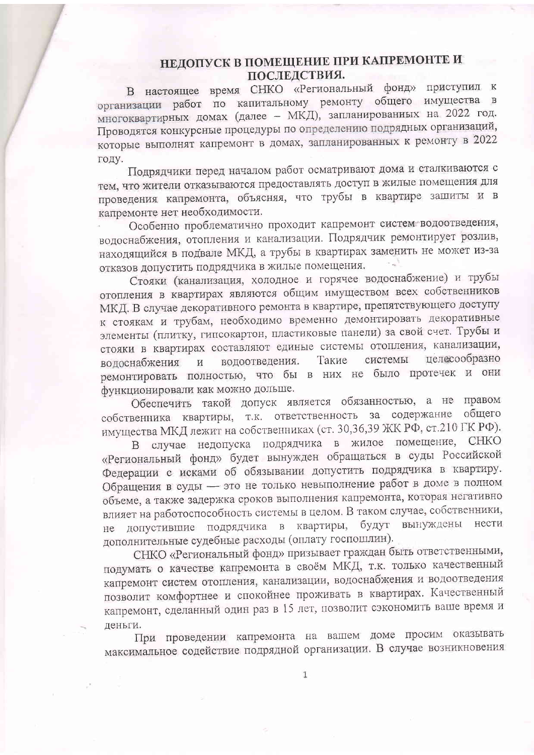# НЕДОПУСК В ПОМЕЩЕНИЕ ПРИ КАПРЕМОНТЕ И ПОСЛЕДСТВИЯ.

В настоящее время СНКО «Региональный фонд» приступил к организации работ по капитальному ремонту общего имущества в многоквартирных домах (далее – МКД), запланированных на 2022 год. Проводятся конкурсные процедуры по определению подрядных организаций, которые выполнят капремонт в домах, запланированных к ремонту в 2022 году.

Подрядчики перед началом работ осматривают дома и сталкиваются с тем, что жители отказываются предоставлять доступ в жилые помещения для проведения капремонта, объясняя, что трубы в квартире зашиты и в капремонте нет необходимости.

Особенно проблематично проходит капремонт систем водоотведения, водоснабжения, отопления и канализации. Подрядчик ремонтирует розлив, находящийся в подвале МКД, а трубы в квартирах заменить не может из-за отказов допустить подрядчика в жилые помещения.

Стояки (канализация, холодное и горячее водоснабжение) и трубы отопления в квартирах являются общим имуществом всех собственников МКД. В случае декоративного ремонта в квартире, препятствующего доступу к стоякам и трубам, необходимо временно демонтировать декоративные элементы (плитку, гипсокартон, пластиковые панели) за свой счет. Трубы и стояки в квартирах составляют единые системы отопления, канализации, водоснабжения и водоотведения. Такие системы целесообразно ремонтировать полностью, что бы в них не было протечек и они функционировали как можно дольше.

Обеспечить такой допуск является обязанностью, а не правом собственника квартиры, т.к. ответственность за содержание общего имущества МКД лежит на собственниках (ст. 30,36,39 ЖК РФ, ст.210 ГК РФ).

В случае недопуска подрядчика в жилое помещение, СНКО «Региональный фонд» будет вынужден обращаться в суды Российской Федерации с исками об обязывании допустить подрядчика в квартиру. Обращения в суды — это не только невыполнение работ в доме в полном объеме, а также задержка сроков выполнения капремонта, которая негативно влияет на работоспособность системы в целом. В таком случае, собственники, не допустившие подрядчика в квартиры, будут вынуждены нести дополнительные судебные расходы (оплату госпошлин).

СНКО «Региональный фонд» призывает граждан быть ответственными, подумать о качестве капремонта в своём МКД, т.к. только качественный капремонт систем отопления, канализации, водоснабжения и водоотведения позволит комфортнее и спокойнее проживать в квартирах. Качественный капремонт, сделанный один раз в 15 лет, позволит сэкономить ваше время и деньги.

При проведении капремонта на вашем доме просим оказывать максимальное содействие подрядной организации. В случае возникновения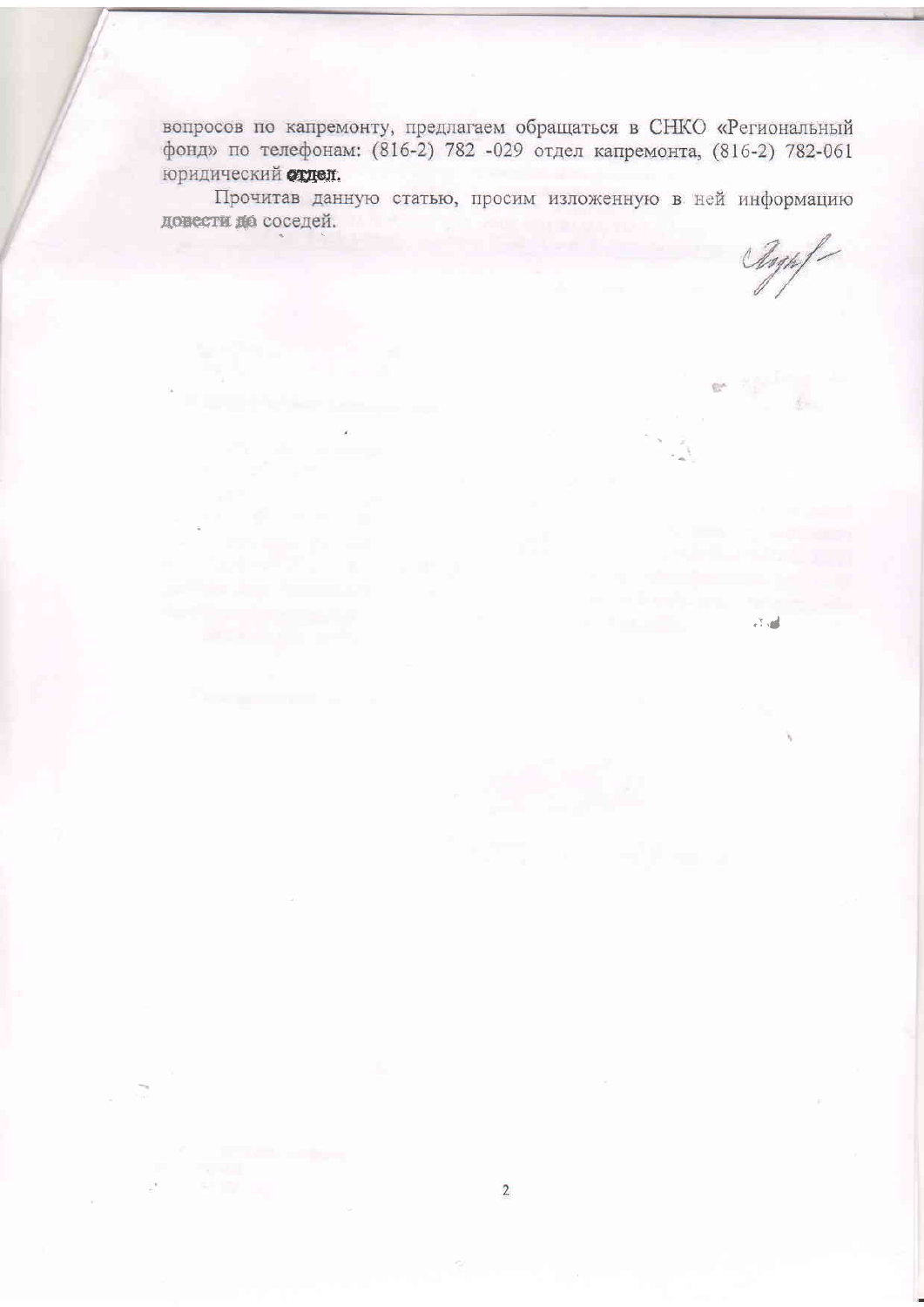вопросов по капремонту, предлагаем обращаться в СНКО «Региональный фонд» по телефонам: (816-2) 782 -029 отдел капремонта, (816-2) 782-061 юридический отдел.

Прочитав данную статью, просим изложенную в ней информацию довести до соседей.